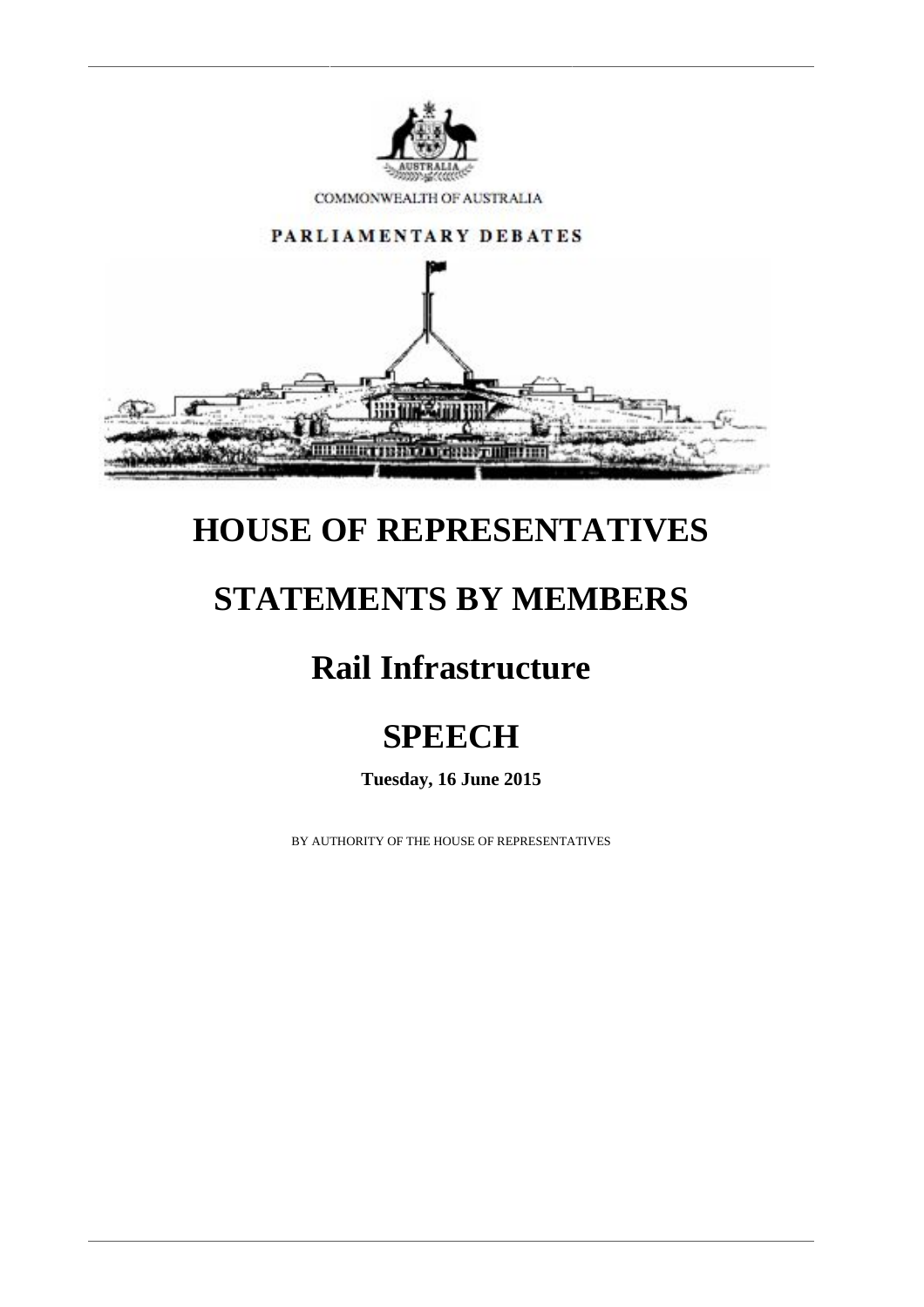COMMONWEALTH OF AUSTRALIA

PARLIAMENTARY DEBATES

# HOUSE OF REPRESENTATIVES

# STATEMENTS BY MEMBERS

# Rail Infrastructure

# SPEECH

**Tuesday, 16 June 2015**

BY AUTHORITY OF THE HOUSE OF REPRESENTATIVES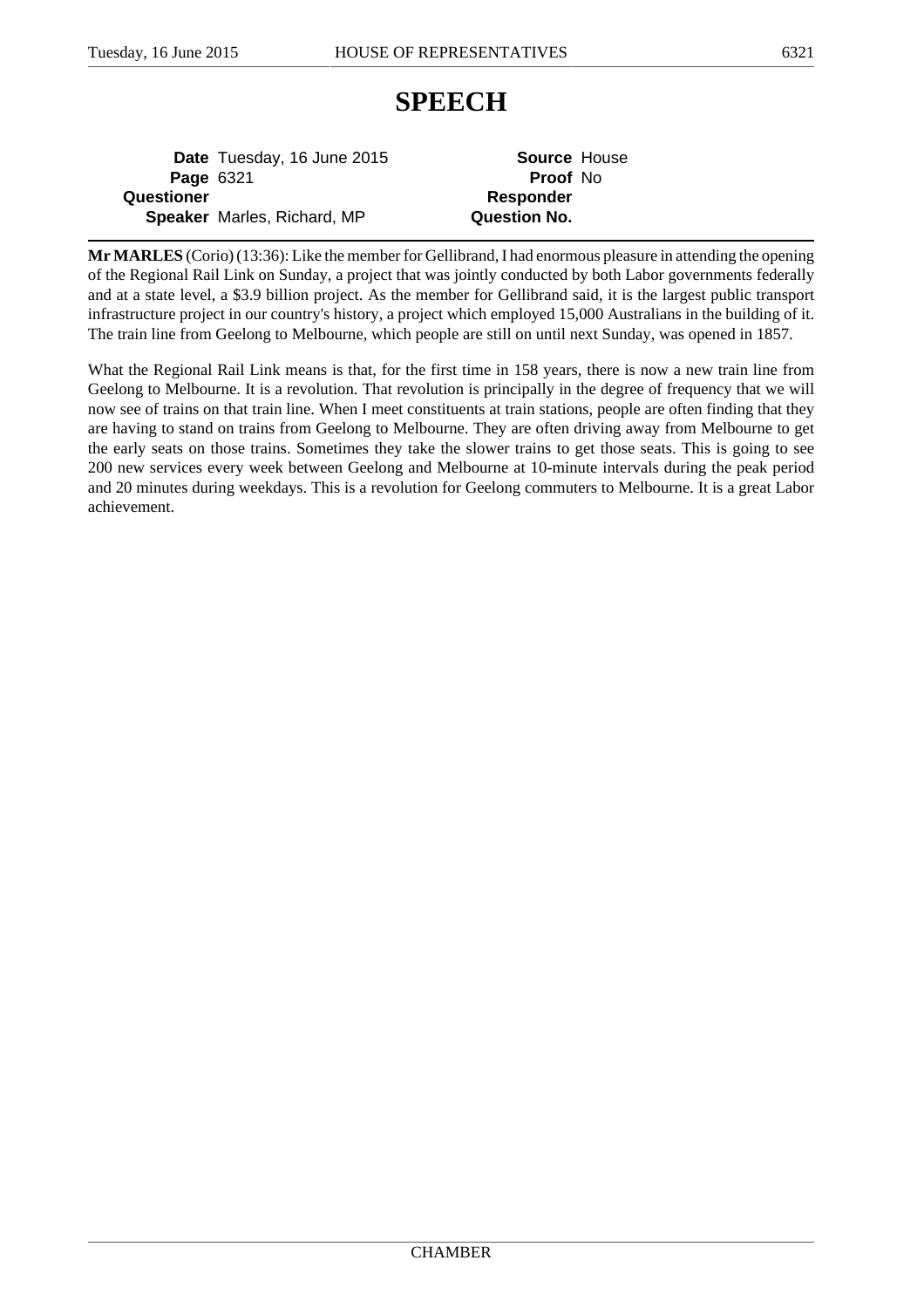# SPEECH

| | | | |
|---|---|---|---|
| **Date** | Tuesday, 16 June 2015 | **Source** | House |
| **Page** | 6321 | **Proof** | No |
| **Questioner** | | **Responder** | |
| **Speaker** | Marles, Richard, MP | **Question No.** | |

**Mr MARLES** (Corio) (13:36): Like the member for Gellibrand, I had enormous pleasure in attending the opening of the Regional Rail Link on Sunday, a project that was jointly conducted by both Labor governments federally and at a state level, a $3.9 billion project. As the member for Gellibrand said, it is the largest public transport infrastructure project in our country's history, a project which employed 15,000 Australians in the building of it. The train line from Geelong to Melbourne, which people are still on until next Sunday, was opened in 1857.

What the Regional Rail Link means is that, for the first time in 158 years, there is now a new train line from Geelong to Melbourne. It is a revolution. That revolution is principally in the degree of frequency that we will now see of trains on that train line. When I meet constituents at train stations, people are often finding that they are having to stand on trains from Geelong to Melbourne. They are often driving away from Melbourne to get the early seats on those trains. Sometimes they take the slower trains to get those seats. This is going to see 200 new services every week between Geelong and Melbourne at 10-minute intervals during the peak period and 20 minutes during weekdays. This is a revolution for Geelong commuters to Melbourne. It is a great Labor achievement.